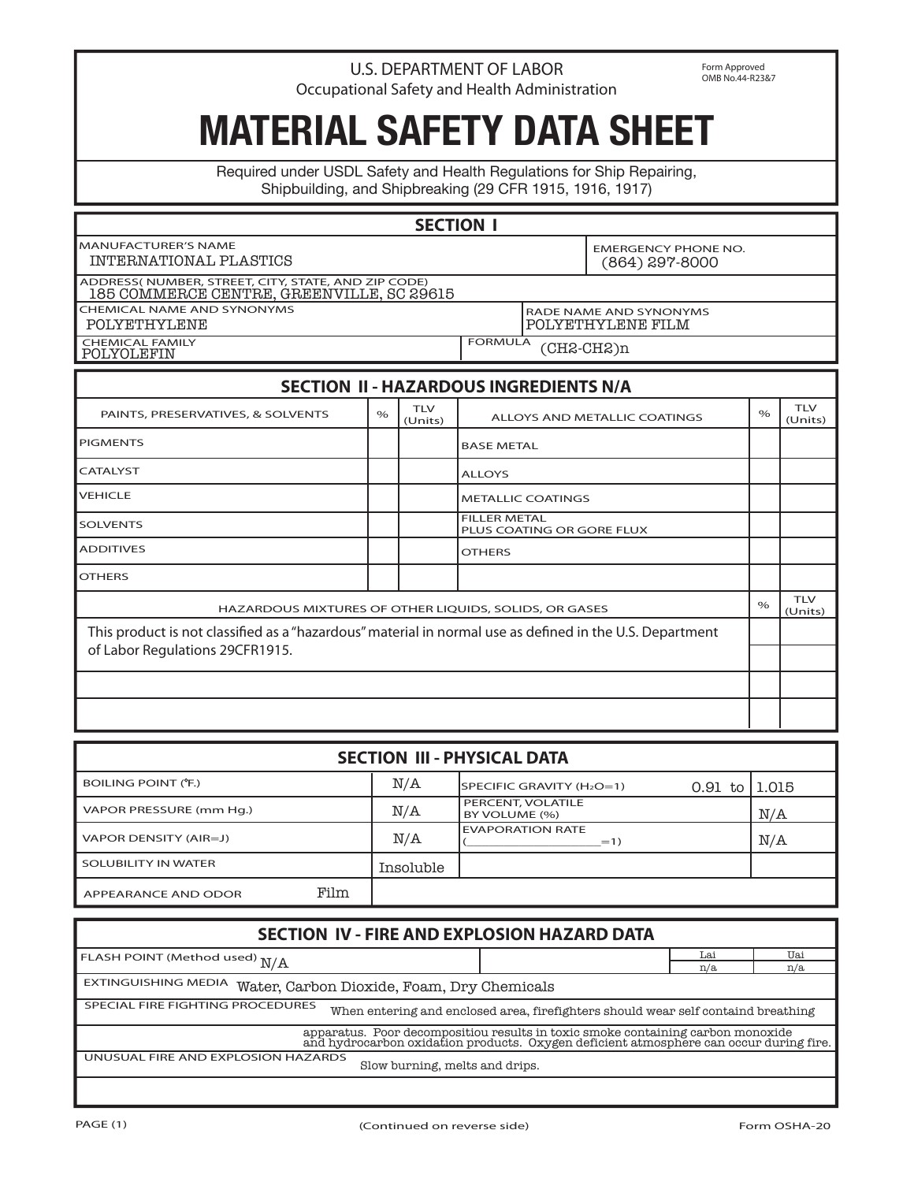U.S. DEPARTMENT OF LABOR
Occupational Safety and Health Administration

Form Approved
OMB No.44-R23&7

# MATERIAL SAFETY DATA SHEET

Required under USDL Safety and Health Regulations for Ship Repairing, Shipbuilding, and Shipbreaking (29 CFR 1915, 1916, 1917)

## SECTION I

| | |
|---|---|
| MANUFACTURER'S NAME: INTERNATIONAL PLASTICS | EMERGENCY PHONE NO.: (864) 297-8000 |
| ADDRESS( NUMBER, STREET, CITY, STATE, AND ZIP CODE): 185 COMMERCE CENTRE, GREENVILLE, SC 29615 | |
| CHEMICAL NAME AND SYNONYMS: POLYETHYLENE | RADE NAME AND SYNONYMS: POLYETHYLENE FILM |
| CHEMICAL FAMILY: POLYOLEFIN | FORMULA: (CH2-CH2)n |

## SECTION II - HAZARDOUS INGREDIENTS N/A

| PAINTS, PRESERVATIVES, & SOLVENTS | % | TLV (Units) | ALLOYS AND METALLIC COATINGS | % | TLV (Units) |
|---|---|---|---|---|---|
| PIGMENTS | | | BASE METAL | | |
| CATALYST | | | ALLOYS | | |
| VEHICLE | | | METALLIC COATINGS | | |
| SOLVENTS | | | FILLER METAL PLUS COATING OR GORE FLUX | | |
| ADDITIVES | | | OTHERS | | |
| OTHERS | | | | | |

| HAZARDOUS MIXTURES OF OTHER LIQUIDS, SOLIDS, OR GASES | % | TLV (Units) |
|---|---|---|
| This product is not classified as a "hazardous" material in normal use as defined in the U.S. Department of Labor Regulations 29CFR1915. | | |
| | | |
| | | |

## SECTION III - PHYSICAL DATA

| | | | |
|---|---|---|---|
| BOILING POINT (°F.) | N/A | SPECIFIC GRAVITY ($H_2O$=1) | 0.91 to 1.015 |
| VAPOR PRESSURE (mm Hg.) | N/A | PERCENT, VOLATILE BY VOLUME (%) | N/A |
| VAPOR DENSITY (AIR=J) | N/A | EVAPORATION RATE (\_\_\_\_\_\_\_\_=1) | N/A |
| SOLUBILITY IN WATER | Insoluble | | |
| APPEARANCE AND ODOR | Film | | |

## SECTION IV - FIRE AND EXPLOSION HAZARD DATA

| FLASH POINT (Method used) | | Lai | Uai |
|---|---|---|---|
| N/A | | n/a | n/a |

EXTINGUISHING MEDIA: Water, Carbon Dioxide, Foam, Dry Chemicals

SPECIAL FIRE FIGHTING PROCEDURES: When entering and enclosed area, firefighters should wear self containd breathing apparatus. Poor decompositiou results in toxic smoke containing carbon monoxide and hydrocarbon oxidation products. Oxygen deficient atmosphere can occur during fire.

UNUSUAL FIRE AND EXPLOSION HAZARDS: Slow burning, melts and drips.

(Continued on reverse side)

Form OSHA-20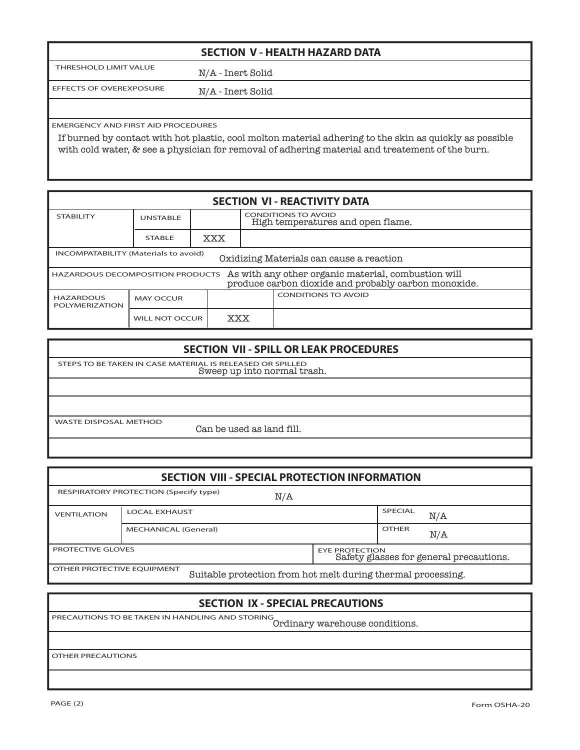## SECTION V - HEALTH HAZARD DATA

| | |
|---|---|
| THRESHOLD LIMIT VALUE | N/A - Inert Solid |
| EFFECTS OF OVEREXPOSURE | N/A - Inert Solid |

EMERGENCY AND FIRST AID PROCEDURES

If burned by contact with hot plastic, cool molton material adhering to the skin as quickly as possible with cold water, & see a physician for removal of adhering material and treatement of the burn.

## SECTION VI - REACTIVITY DATA

| | | | |
|---|---|---|---|
| STABILITY | UNSTABLE | | CONDITIONS TO AVOID High temperatures and open flame. |
| | STABLE | XXX | |

INCOMPATABILITY (Materials to avoid) Oxidizing Materials can cause a reaction

HAZARDOUS DECOMPOSITION PRODUCTS As with any other organic material, combustion will produce carbon dioxide and probably carbon monoxide.

| | | | |
|---|---|---|---|
| HAZARDOUS POLYMERIZATION | MAY OCCUR | | CONDITIONS TO AVOID |
| | WILL NOT OCCUR | XXX | |

## SECTION VII - SPILL OR LEAK PROCEDURES

STEPS TO BE TAKEN IN CASE MATERIAL IS RELEASED OR SPILLED Sweep up into normal trash.

WASTE DISPOSAL METHOD Can be used as land fill.

## SECTION VIII - SPECIAL PROTECTION INFORMATION

RESPIRATORY PROTECTION (Specify type) N/A

| | | | |
|---|---|---|---|
| VENTILATION | LOCAL EXHAUST | SPECIAL | N/A |
| | MECHANICAL (General) | OTHER | N/A |

| | |
|---|---|
| PROTECTIVE GLOVES | EYE PROTECTION Safety glasses for general precautions. |

OTHER PROTECTIVE EQUIPMENT Suitable protection from hot melt during thermal processing.

## SECTION IX - SPECIAL PRECAUTIONS

PRECAUTIONS TO BE TAKEN IN HANDLING AND STORING Ordinary warehouse conditions.

OTHER PRECAUTIONS

Form OSHA-20